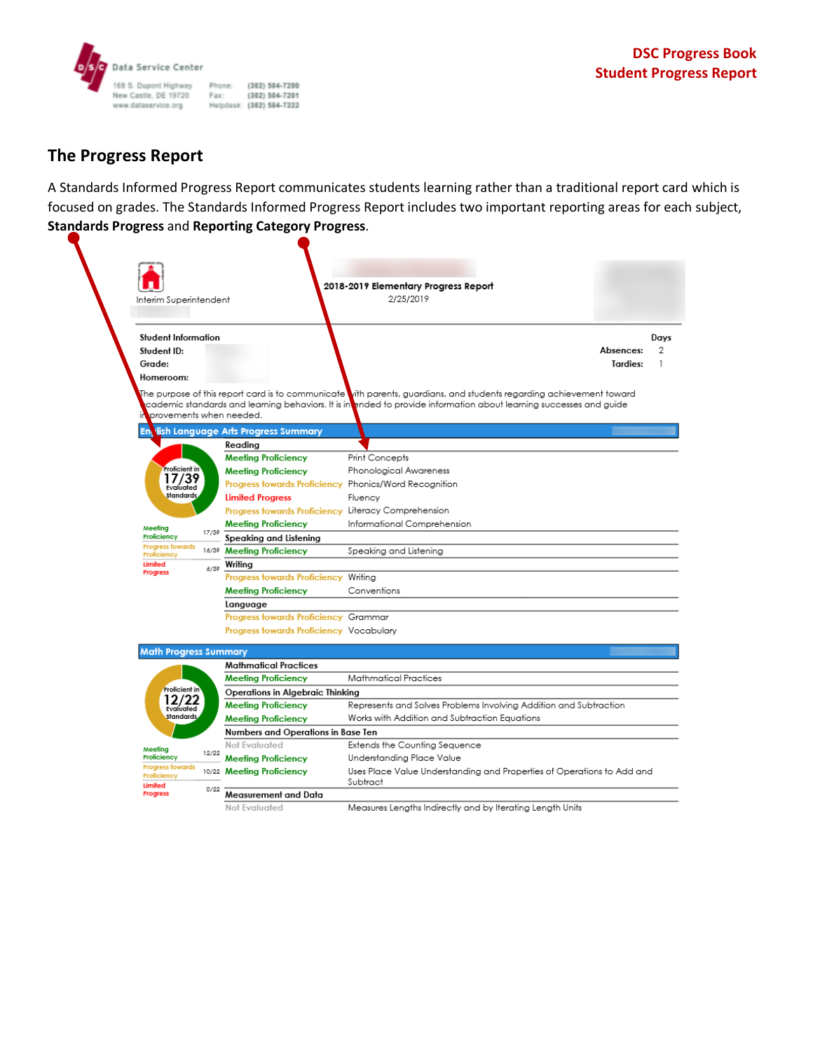# The Progress Report

A Standards Informed Progress Report communicates students learning rather than a traditional report card which is focused on grades. The Standards Informed Progress Report includes two important reporting areas for each subject, **Standards Progress** and **Reporting Category Progress**.

**2018-2019 Elementary Progress Report**
2/25/2019

Interim Superintendent

**Student Information**
**Student ID:**
**Grade:**
**Homeroom:**

| | Days |
|---|---|
| **Absences:** | 2 |
| **Tardies:** | 1 |

The purpose of this report card is to communicate with parents, guardians, and students regarding achievement toward academic standards and learning behaviors. It is intended to provide information about learning successes and guide improvements when needed.

**English Language Arts Progress Summary**

Proficient in 17/39 Evaluated standards

| Category | Count |
|---|---|
| Meeting Proficiency | 17/39 |
| Progress towards Proficiency | 16/39 |
| Limited Progress | 6/39 |

| Progress | Standard |
|---|---|
| **Reading** | |
| Meeting Proficiency | Print Concepts |
| Meeting Proficiency | Phonological Awareness |
| Progress towards Proficiency | Phonics/Word Recognition |
| Limited Progress | Fluency |
| Progress towards Proficiency | Literacy Comprehension |
| Meeting Proficiency | Informational Comprehension |
| **Speaking and Listening** | |
| Meeting Proficiency | Speaking and Listening |
| **Writing** | |
| Progress towards Proficiency | Writing |
| Meeting Proficiency | Conventions |
| **Language** | |
| Progress towards Proficiency | Grammar |
| Progress towards Proficiency | Vocabulary |

**Math Progress Summary**

Proficient in 12/22 Evaluated standards

| Category | Count |
|---|---|
| Meeting Proficiency | 12/22 |
| Progress towards Proficiency | 10/22 |
| Limited Progress | 0/22 |

| Progress | Standard |
|---|---|
| **Mathmatical Practices** | |
| Meeting Proficiency | Mathmatical Practices |
| **Operations in Algebraic Thinking** | |
| Meeting Proficiency | Represents and Solves Problems Involving Addition and Subtraction |
| Meeting Proficiency | Works with Addition and Subtraction Equations |
| **Numbers and Operations in Base Ten** | |
| Not Evaluated | Extends the Counting Sequence |
| Meeting Proficiency | Understanding Place Value |
| Meeting Proficiency | Uses Place Value Understanding and Properties of Operations to Add and Subtract |
| **Measurement and Data** | |
| Not Evaluated | Measures Lengths Indirectly and by Iterating Length Units |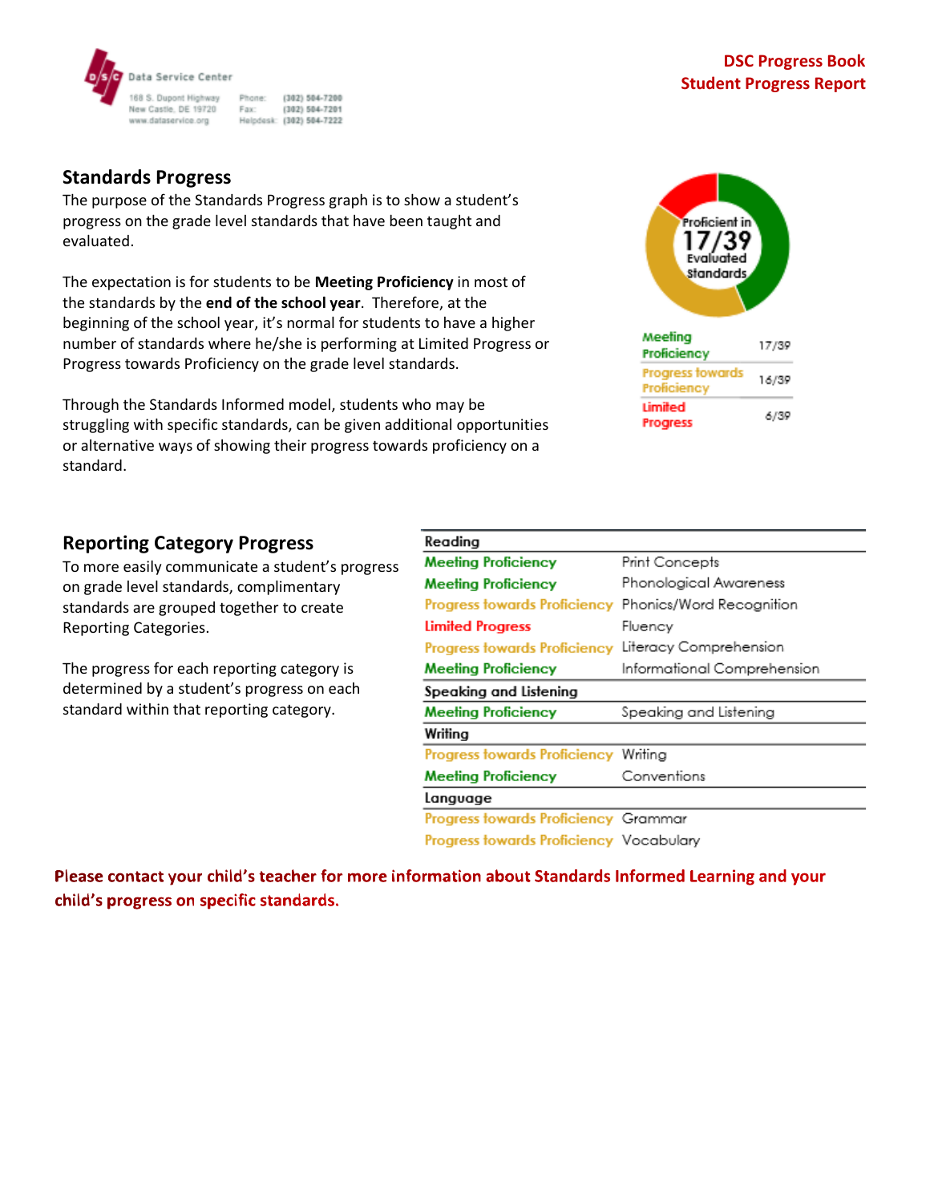Data Service Center
168 S. Dupont Highway
New Castle, DE 19720
www.dataservice.org

Phone: (302) 504-7200
Fax: (302) 504-7201
Helpdesk: (302) 504-7222

**DSC Progress Book**
**Student Progress Report**

## Standards Progress

The purpose of the Standards Progress graph is to show a student's progress on the grade level standards that have been taught and evaluated.

The expectation is for students to be **Meeting Proficiency** in most of the standards by the **end of the school year**. Therefore, at the beginning of the school year, it's normal for students to have a higher number of standards where he/she is performing at Limited Progress or Progress towards Proficiency on the grade level standards.

Through the Standards Informed model, students who may be struggling with specific standards, can be given additional opportunities or alternative ways of showing their progress towards proficiency on a standard.

Proficient in
17/39
Evaluated
Standards

Meeting Proficiency 17/39
Progress towards Proficiency 16/39
Limited Progress 6/39

## Reporting Category Progress

To more easily communicate a student's progress on grade level standards, complimentary standards are grouped together to create Reporting Categories.

The progress for each reporting category is determined by a student's progress on each standard within that reporting category.

| | |
|---|---|
| **Reading** | |
| Meeting Proficiency | Print Concepts |
| Meeting Proficiency | Phonological Awareness |
| Progress towards Proficiency | Phonics/Word Recognition |
| Limited Progress | Fluency |
| Progress towards Proficiency | Literacy Comprehension |
| Meeting Proficiency | Informational Comprehension |
| **Speaking and Listening** | |
| Meeting Proficiency | Speaking and Listening |
| **Writing** | |
| Progress towards Proficiency | Writing |
| Meeting Proficiency | Conventions |
| **Language** | |
| Progress towards Proficiency | Grammar |
| Progress towards Proficiency | Vocabulary |

**Please contact your child's teacher for more information about Standards Informed Learning and your child's progress on specific standards.**